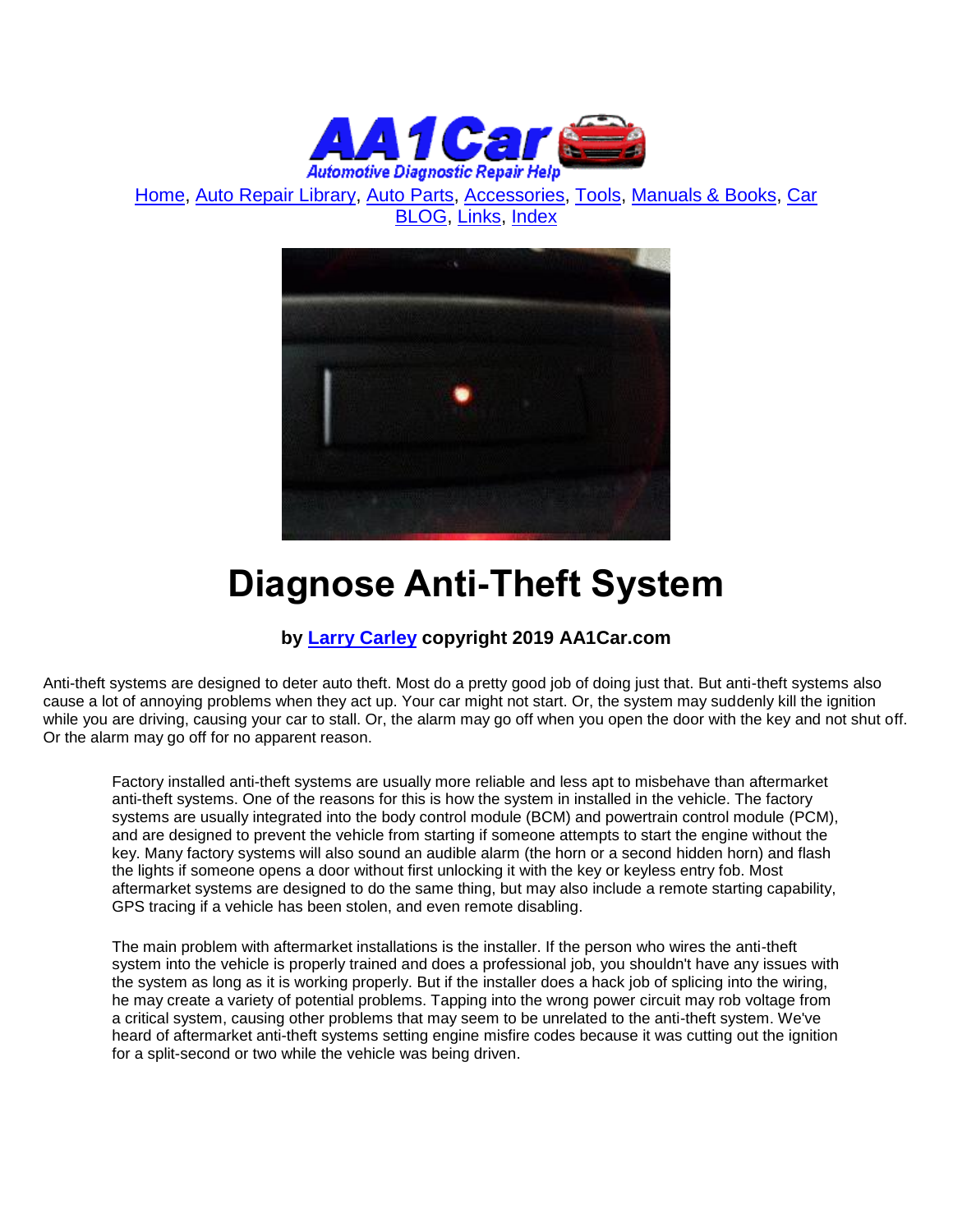Home, Auto Repair Library, Auto Parts, Accessories, Tools, Manuals & Books, Car BLOG, Links, Index

# Diagnose Anti-Theft System

**by Larry Carley copyright 2019 AA1Car.com**

Anti-theft systems are designed to deter auto theft. Most do a pretty good job of doing just that. But anti-theft systems also cause a lot of annoying problems when they act up. Your car might not start. Or, the system may suddenly kill the ignition while you are driving, causing your car to stall. Or, the alarm may go off when you open the door with the key and not shut off. Or the alarm may go off for no apparent reason.

Factory installed anti-theft systems are usually more reliable and less apt to misbehave than aftermarket anti-theft systems. One of the reasons for this is how the system in installed in the vehicle. The factory systems are usually integrated into the body control module (BCM) and powertrain control module (PCM), and are designed to prevent the vehicle from starting if someone attempts to start the engine without the key. Many factory systems will also sound an audible alarm (the horn or a second hidden horn) and flash the lights if someone opens a door without first unlocking it with the key or keyless entry fob. Most aftermarket systems are designed to do the same thing, but may also include a remote starting capability, GPS tracing if a vehicle has been stolen, and even remote disabling.

The main problem with aftermarket installations is the installer. If the person who wires the anti-theft system into the vehicle is properly trained and does a professional job, you shouldn't have any issues with the system as long as it is working properly. But if the installer does a hack job of splicing into the wiring, he may create a variety of potential problems. Tapping into the wrong power circuit may rob voltage from a critical system, causing other problems that may seem to be unrelated to the anti-theft system. We've heard of aftermarket anti-theft systems setting engine misfire codes because it was cutting out the ignition for a split-second or two while the vehicle was being driven.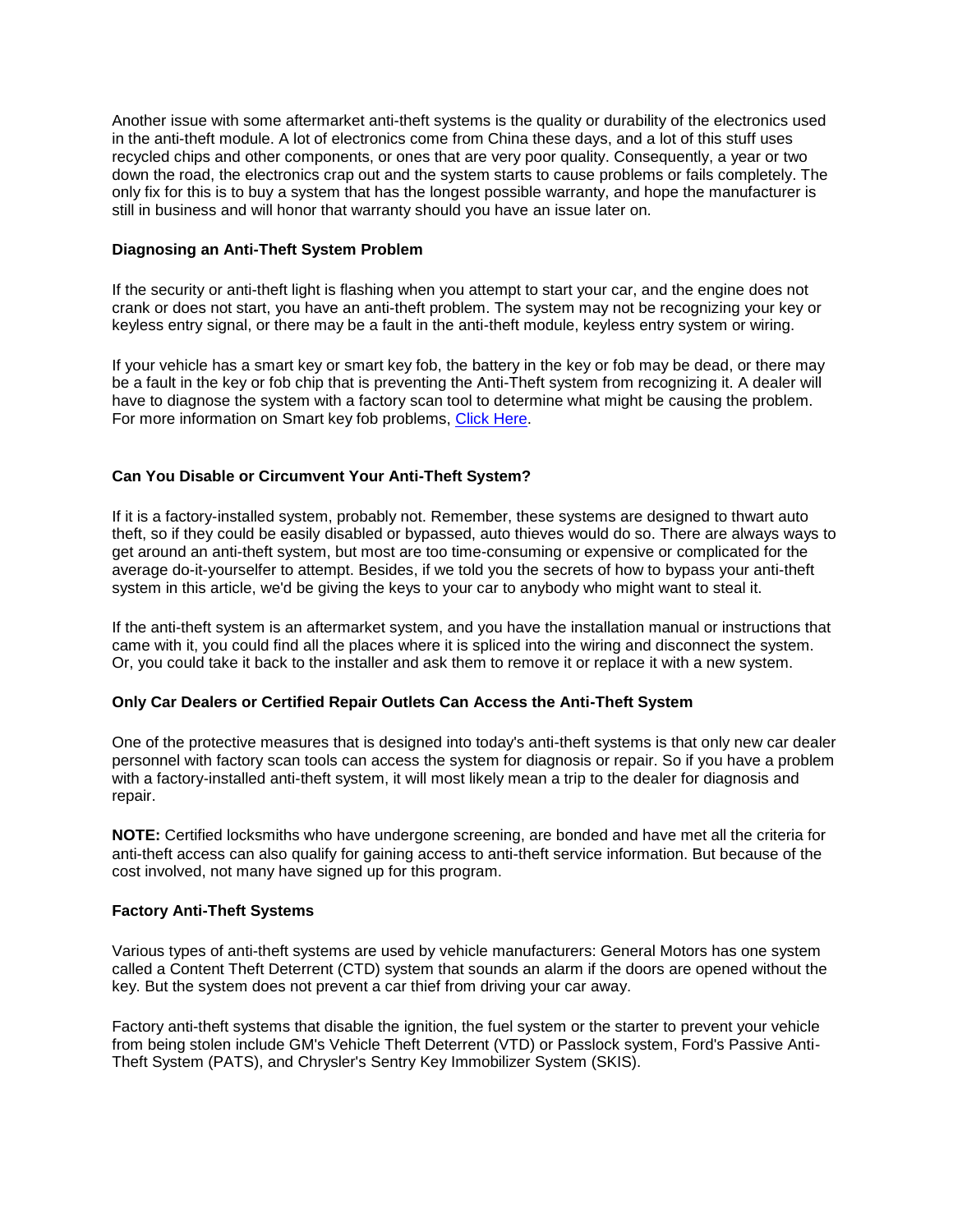Another issue with some aftermarket anti-theft systems is the quality or durability of the electronics used in the anti-theft module. A lot of electronics come from China these days, and a lot of this stuff uses recycled chips and other components, or ones that are very poor quality. Consequently, a year or two down the road, the electronics crap out and the system starts to cause problems or fails completely. The only fix for this is to buy a system that has the longest possible warranty, and hope the manufacturer is still in business and will honor that warranty should you have an issue later on.

**Diagnosing an Anti-Theft System Problem**

If the security or anti-theft light is flashing when you attempt to start your car, and the engine does not crank or does not start, you have an anti-theft problem. The system may not be recognizing your key or keyless entry signal, or there may be a fault in the anti-theft module, keyless entry system or wiring.

If your vehicle has a smart key or smart key fob, the battery in the key or fob may be dead, or there may be a fault in the key or fob chip that is preventing the Anti-Theft system from recognizing it. A dealer will have to diagnose the system with a factory scan tool to determine what might be causing the problem. For more information on Smart key fob problems, Click Here.

**Can You Disable or Circumvent Your Anti-Theft System?**

If it is a factory-installed system, probably not. Remember, these systems are designed to thwart auto theft, so if they could be easily disabled or bypassed, auto thieves would do so. There are always ways to get around an anti-theft system, but most are too time-consuming or expensive or complicated for the average do-it-yourselfer to attempt. Besides, if we told you the secrets of how to bypass your anti-theft system in this article, we'd be giving the keys to your car to anybody who might want to steal it.

If the anti-theft system is an aftermarket system, and you have the installation manual or instructions that came with it, you could find all the places where it is spliced into the wiring and disconnect the system. Or, you could take it back to the installer and ask them to remove it or replace it with a new system.

**Only Car Dealers or Certified Repair Outlets Can Access the Anti-Theft System**

One of the protective measures that is designed into today's anti-theft systems is that only new car dealer personnel with factory scan tools can access the system for diagnosis or repair. So if you have a problem with a factory-installed anti-theft system, it will most likely mean a trip to the dealer for diagnosis and repair.

**NOTE:** Certified locksmiths who have undergone screening, are bonded and have met all the criteria for anti-theft access can also qualify for gaining access to anti-theft service information. But because of the cost involved, not many have signed up for this program.

**Factory Anti-Theft Systems**

Various types of anti-theft systems are used by vehicle manufacturers: General Motors has one system called a Content Theft Deterrent (CTD) system that sounds an alarm if the doors are opened without the key. But the system does not prevent a car thief from driving your car away.

Factory anti-theft systems that disable the ignition, the fuel system or the starter to prevent your vehicle from being stolen include GM's Vehicle Theft Deterrent (VTD) or Passlock system, Ford's Passive Anti-Theft System (PATS), and Chrysler's Sentry Key Immobilizer System (SKIS).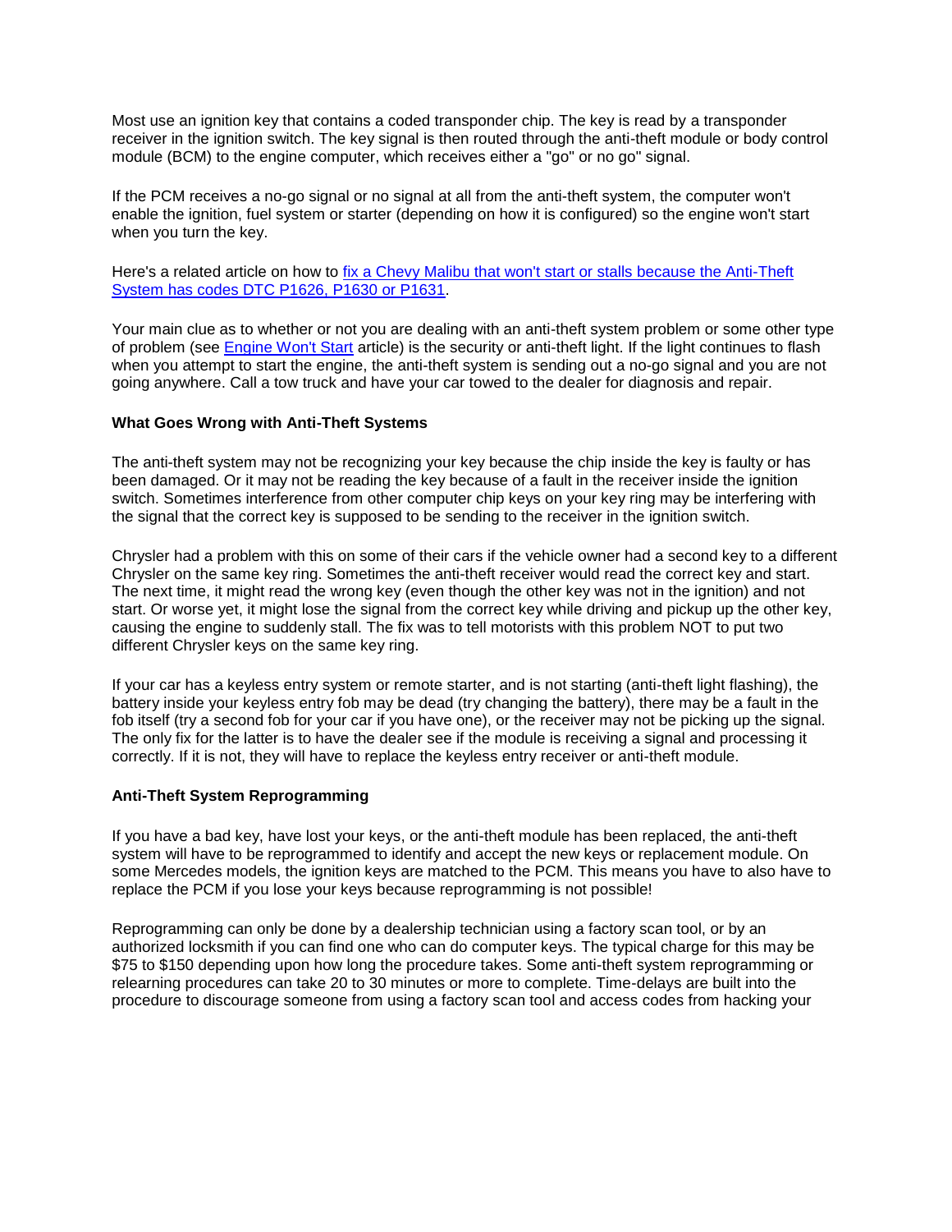Most use an ignition key that contains a coded transponder chip. The key is read by a transponder receiver in the ignition switch. The key signal is then routed through the anti-theft module or body control module (BCM) to the engine computer, which receives either a "go" or no go" signal.

If the PCM receives a no-go signal or no signal at all from the anti-theft system, the computer won't enable the ignition, fuel system or starter (depending on how it is configured) so the engine won't start when you turn the key.

Here's a related article on how to [fix a Chevy Malibu that won't start or stalls because the Anti-Theft System has codes DTC P1626, P1630 or P1631](#).

Your main clue as to whether or not you are dealing with an anti-theft system problem or some other type of problem (see [Engine Won't Start](#) article) is the security or anti-theft light. If the light continues to flash when you attempt to start the engine, the anti-theft system is sending out a no-go signal and you are not going anywhere. Call a tow truck and have your car towed to the dealer for diagnosis and repair.

**What Goes Wrong with Anti-Theft Systems**

The anti-theft system may not be recognizing your key because the chip inside the key is faulty or has been damaged. Or it may not be reading the key because of a fault in the receiver inside the ignition switch. Sometimes interference from other computer chip keys on your key ring may be interfering with the signal that the correct key is supposed to be sending to the receiver in the ignition switch.

Chrysler had a problem with this on some of their cars if the vehicle owner had a second key to a different Chrysler on the same key ring. Sometimes the anti-theft receiver would read the correct key and start. The next time, it might read the wrong key (even though the other key was not in the ignition) and not start. Or worse yet, it might lose the signal from the correct key while driving and pickup up the other key, causing the engine to suddenly stall. The fix was to tell motorists with this problem NOT to put two different Chrysler keys on the same key ring.

If your car has a keyless entry system or remote starter, and is not starting (anti-theft light flashing), the battery inside your keyless entry fob may be dead (try changing the battery), there may be a fault in the fob itself (try a second fob for your car if you have one), or the receiver may not be picking up the signal. The only fix for the latter is to have the dealer see if the module is receiving a signal and processing it correctly. If it is not, they will have to replace the keyless entry receiver or anti-theft module.

**Anti-Theft System Reprogramming**

If you have a bad key, have lost your keys, or the anti-theft module has been replaced, the anti-theft system will have to be reprogrammed to identify and accept the new keys or replacement module. On some Mercedes models, the ignition keys are matched to the PCM. This means you have to also have to replace the PCM if you lose your keys because reprogramming is not possible!

Reprogramming can only be done by a dealership technician using a factory scan tool, or by an authorized locksmith if you can find one who can do computer keys. The typical charge for this may be $75 to $150 depending upon how long the procedure takes. Some anti-theft system reprogramming or relearning procedures can take 20 to 30 minutes or more to complete. Time-delays are built into the procedure to discourage someone from using a factory scan tool and access codes from hacking your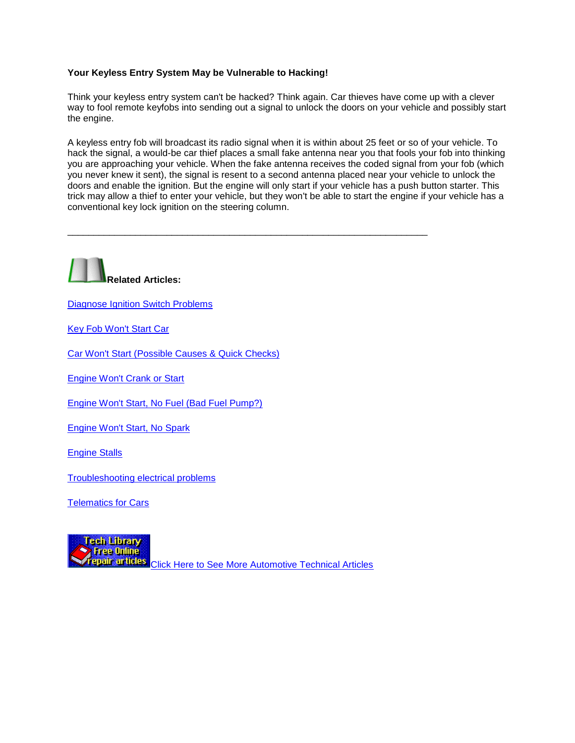**Your Keyless Entry System May be Vulnerable to Hacking!**

Think your keyless entry system can't be hacked? Think again. Car thieves have come up with a clever way to fool remote keyfobs into sending out a signal to unlock the doors on your vehicle and possibly start the engine.

A keyless entry fob will broadcast its radio signal when it is within about 25 feet or so of your vehicle. To hack the signal, a would-be car thief places a small fake antenna near you that fools your fob into thinking you are approaching your vehicle. When the fake antenna receives the coded signal from your fob (which you never knew it sent), the signal is resent to a second antenna placed near your vehicle to unlock the doors and enable the ignition. But the engine will only start if your vehicle has a push button starter. This trick may allow a thief to enter your vehicle, but they won't be able to start the engine if your vehicle has a conventional key lock ignition on the steering column.

---

**Related Articles:**

Diagnose Ignition Switch Problems

Key Fob Won't Start Car

Car Won't Start (Possible Causes & Quick Checks)

Engine Won't Crank or Start

Engine Won't Start, No Fuel (Bad Fuel Pump?)

Engine Won't Start, No Spark

Engine Stalls

Troubleshooting electrical problems

Telematics for Cars

Click Here to See More Automotive Technical Articles